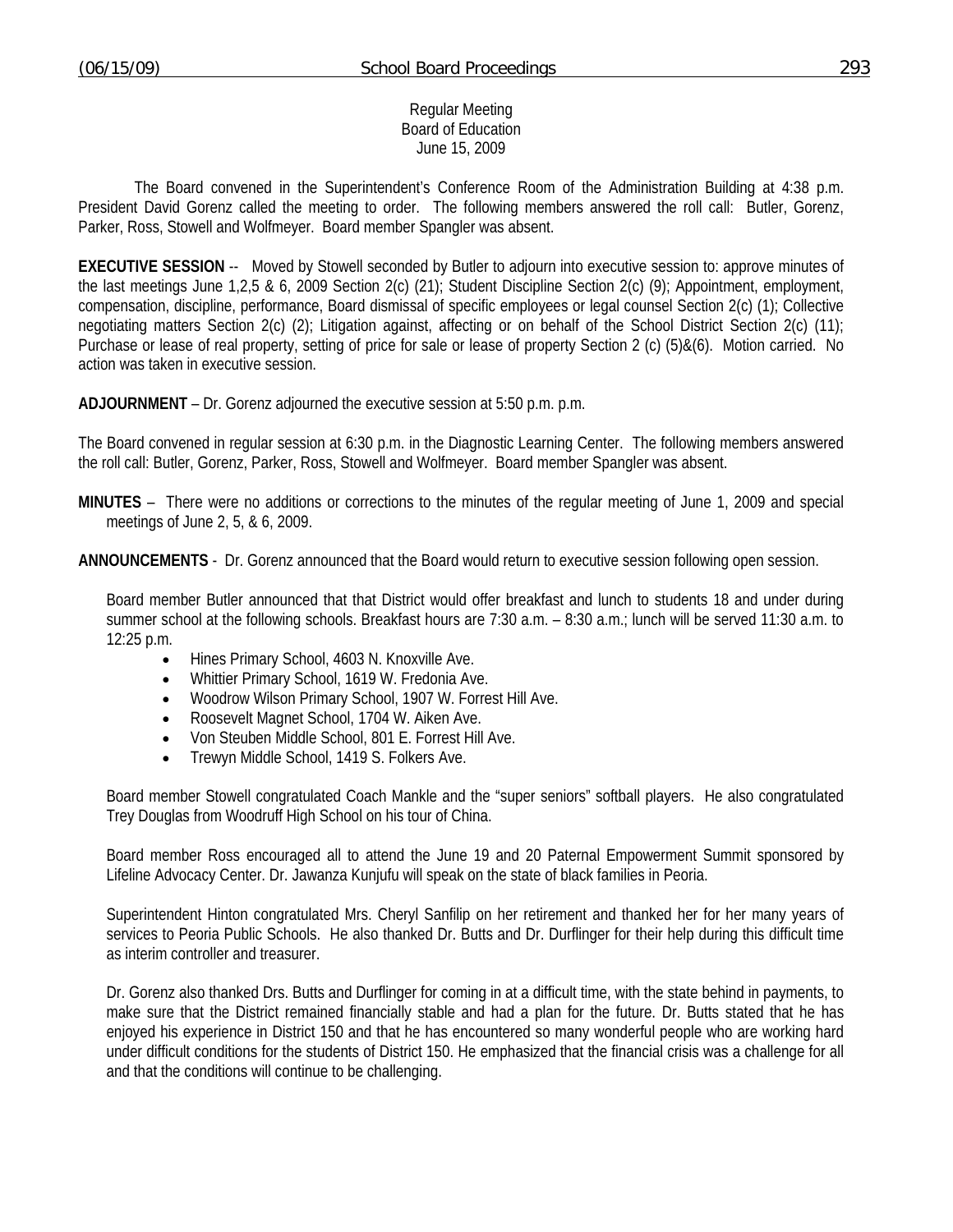Regular Meeting
Board of Education
June 15, 2009

The Board convened in the Superintendent's Conference Room of the Administration Building at 4:38 p.m. President David Gorenz called the meeting to order. The following members answered the roll call: Butler, Gorenz, Parker, Ross, Stowell and Wolfmeyer. Board member Spangler was absent.

**EXECUTIVE SESSION** -- Moved by Stowell seconded by Butler to adjourn into executive session to: approve minutes of the last meetings June 1,2,5 & 6, 2009 Section 2(c) (21); Student Discipline Section 2(c) (9); Appointment, employment, compensation, discipline, performance, Board dismissal of specific employees or legal counsel Section 2(c) (1); Collective negotiating matters Section 2(c) (2); Litigation against, affecting or on behalf of the School District Section 2(c) (11); Purchase or lease of real property, setting of price for sale or lease of property Section 2 (c) (5)&(6). Motion carried. No action was taken in executive session.

**ADJOURNMENT** – Dr. Gorenz adjourned the executive session at 5:50 p.m. p.m.

The Board convened in regular session at 6:30 p.m. in the Diagnostic Learning Center. The following members answered the roll call: Butler, Gorenz, Parker, Ross, Stowell and Wolfmeyer. Board member Spangler was absent.

**MINUTES** – There were no additions or corrections to the minutes of the regular meeting of June 1, 2009 and special meetings of June 2, 5, & 6, 2009.

**ANNOUNCEMENTS** - Dr. Gorenz announced that the Board would return to executive session following open session.

Board member Butler announced that that District would offer breakfast and lunch to students 18 and under during summer school at the following schools. Breakfast hours are 7:30 a.m. – 8:30 a.m.; lunch will be served 11:30 a.m. to 12:25 p.m.

- Hines Primary School, 4603 N. Knoxville Ave.
- Whittier Primary School, 1619 W. Fredonia Ave.
- Woodrow Wilson Primary School, 1907 W. Forrest Hill Ave.
- Roosevelt Magnet School, 1704 W. Aiken Ave.
- Von Steuben Middle School, 801 E. Forrest Hill Ave.
- Trewyn Middle School, 1419 S. Folkers Ave.

Board member Stowell congratulated Coach Mankle and the "super seniors" softball players. He also congratulated Trey Douglas from Woodruff High School on his tour of China.

Board member Ross encouraged all to attend the June 19 and 20 Paternal Empowerment Summit sponsored by Lifeline Advocacy Center. Dr. Jawanza Kunjufu will speak on the state of black families in Peoria.

Superintendent Hinton congratulated Mrs. Cheryl Sanfilip on her retirement and thanked her for her many years of services to Peoria Public Schools. He also thanked Dr. Butts and Dr. Durflinger for their help during this difficult time as interim controller and treasurer.

Dr. Gorenz also thanked Drs. Butts and Durflinger for coming in at a difficult time, with the state behind in payments, to make sure that the District remained financially stable and had a plan for the future. Dr. Butts stated that he has enjoyed his experience in District 150 and that he has encountered so many wonderful people who are working hard under difficult conditions for the students of District 150. He emphasized that the financial crisis was a challenge for all and that the conditions will continue to be challenging.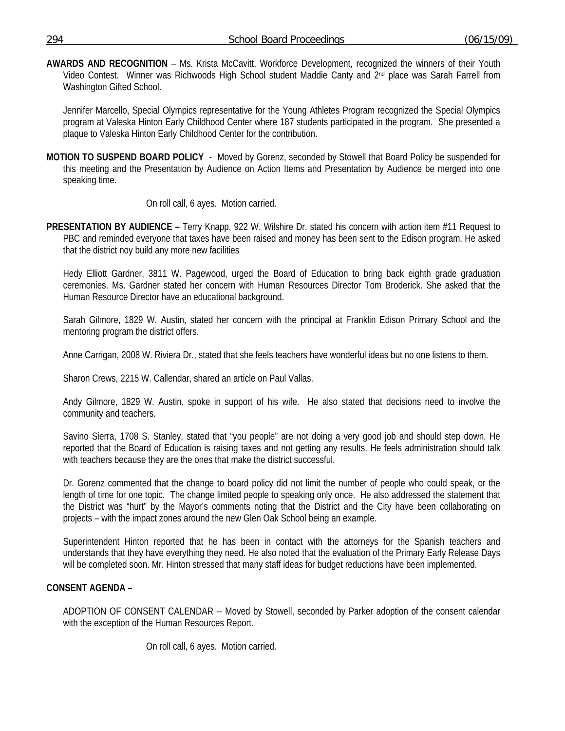**AWARDS AND RECOGNITION** – Ms. Krista McCavitt, Workforce Development, recognized the winners of their Youth Video Contest. Winner was Richwoods High School student Maddie Canty and 2nd place was Sarah Farrell from Washington Gifted School.

Jennifer Marcello, Special Olympics representative for the Young Athletes Program recognized the Special Olympics program at Valeska Hinton Early Childhood Center where 187 students participated in the program. She presented a plaque to Valeska Hinton Early Childhood Center for the contribution.

**MOTION TO SUSPEND BOARD POLICY** - Moved by Gorenz, seconded by Stowell that Board Policy be suspended for this meeting and the Presentation by Audience on Action Items and Presentation by Audience be merged into one speaking time.

On roll call, 6 ayes. Motion carried.

**PRESENTATION BY AUDIENCE –** Terry Knapp, 922 W. Wilshire Dr. stated his concern with action item #11 Request to PBC and reminded everyone that taxes have been raised and money has been sent to the Edison program. He asked that the district noy build any more new facilities

Hedy Elliott Gardner, 3811 W. Pagewood, urged the Board of Education to bring back eighth grade graduation ceremonies. Ms. Gardner stated her concern with Human Resources Director Tom Broderick. She asked that the Human Resource Director have an educational background.

Sarah Gilmore, 1829 W. Austin, stated her concern with the principal at Franklin Edison Primary School and the mentoring program the district offers.

Anne Carrigan, 2008 W. Riviera Dr., stated that she feels teachers have wonderful ideas but no one listens to them.

Sharon Crews, 2215 W. Callendar, shared an article on Paul Vallas.

Andy Gilmore, 1829 W. Austin, spoke in support of his wife. He also stated that decisions need to involve the community and teachers.

Savino Sierra, 1708 S. Stanley, stated that "you people" are not doing a very good job and should step down. He reported that the Board of Education is raising taxes and not getting any results. He feels administration should talk with teachers because they are the ones that make the district successful.

Dr. Gorenz commented that the change to board policy did not limit the number of people who could speak, or the length of time for one topic. The change limited people to speaking only once. He also addressed the statement that the District was "hurt" by the Mayor's comments noting that the District and the City have been collaborating on projects – with the impact zones around the new Glen Oak School being an example.

Superintendent Hinton reported that he has been in contact with the attorneys for the Spanish teachers and understands that they have everything they need. He also noted that the evaluation of the Primary Early Release Days will be completed soon. Mr. Hinton stressed that many staff ideas for budget reductions have been implemented.

**CONSENT AGENDA –**

ADOPTION OF CONSENT CALENDAR -- Moved by Stowell, seconded by Parker adoption of the consent calendar with the exception of the Human Resources Report.

On roll call, 6 ayes. Motion carried.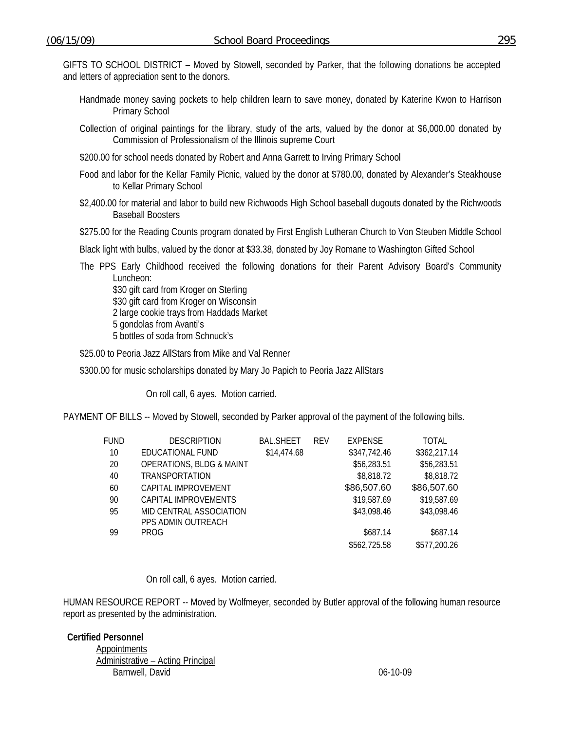GIFTS TO SCHOOL DISTRICT – Moved by Stowell, seconded by Parker, that the following donations be accepted and letters of appreciation sent to the donors.

Handmade money saving pockets to help children learn to save money, donated by Katerine Kwon to Harrison Primary School

Collection of original paintings for the library, study of the arts, valued by the donor at $6,000.00 donated by Commission of Professionalism of the Illinois supreme Court

$200.00 for school needs donated by Robert and Anna Garrett to Irving Primary School

Food and labor for the Kellar Family Picnic, valued by the donor at $780.00, donated by Alexander's Steakhouse to Kellar Primary School

$2,400.00 for material and labor to build new Richwoods High School baseball dugouts donated by the Richwoods Baseball Boosters

$275.00 for the Reading Counts program donated by First English Lutheran Church to Von Steuben Middle School

Black light with bulbs, valued by the donor at $33.38, donated by Joy Romane to Washington Gifted School

The PPS Early Childhood received the following donations for their Parent Advisory Board's Community Luncheon:
$30 gift card from Kroger on Sterling
$30 gift card from Kroger on Wisconsin
2 large cookie trays from Haddads Market
5 gondolas from Avanti's
5 bottles of soda from Schnuck's

$25.00 to Peoria Jazz AllStars from Mike and Val Renner

$300.00 for music scholarships donated by Mary Jo Papich to Peoria Jazz AllStars

On roll call, 6 ayes. Motion carried.

PAYMENT OF BILLS -- Moved by Stowell, seconded by Parker approval of the payment of the following bills.

| FUND | DESCRIPTION | BAL.SHEET | REV | EXPENSE | TOTAL |
|---|---|---|---|---|---|
| 10 | EDUCATIONAL FUND | $14,474.68 | | $347,742.46 | $362,217.14 |
| 20 | OPERATIONS, BLDG & MAINT | | | $56,283.51 | $56,283.51 |
| 40 | TRANSPORTATION | | | $8,818.72 | $8,818.72 |
| 60 | CAPITAL IMPROVEMENT | | | $86,507.60 | $86,507.60 |
| 90 | CAPITAL IMPROVEMENTS | | | $19,587.69 | $19,587.69 |
| 95 | MID CENTRAL ASSOCIATION | | | $43,098.46 | $43,098.46 |
| 99 | PPS ADMIN OUTREACH PROG | | | $687.14 | $687.14 |
| | | | | $562,725.58 | $577,200.26 |

On roll call, 6 ayes. Motion carried.

HUMAN RESOURCE REPORT -- Moved by Wolfmeyer, seconded by Butler approval of the following human resource report as presented by the administration.

**Certified Personnel**

Appointments

Administrative – Acting Principal

Barnwell, David 06-10-09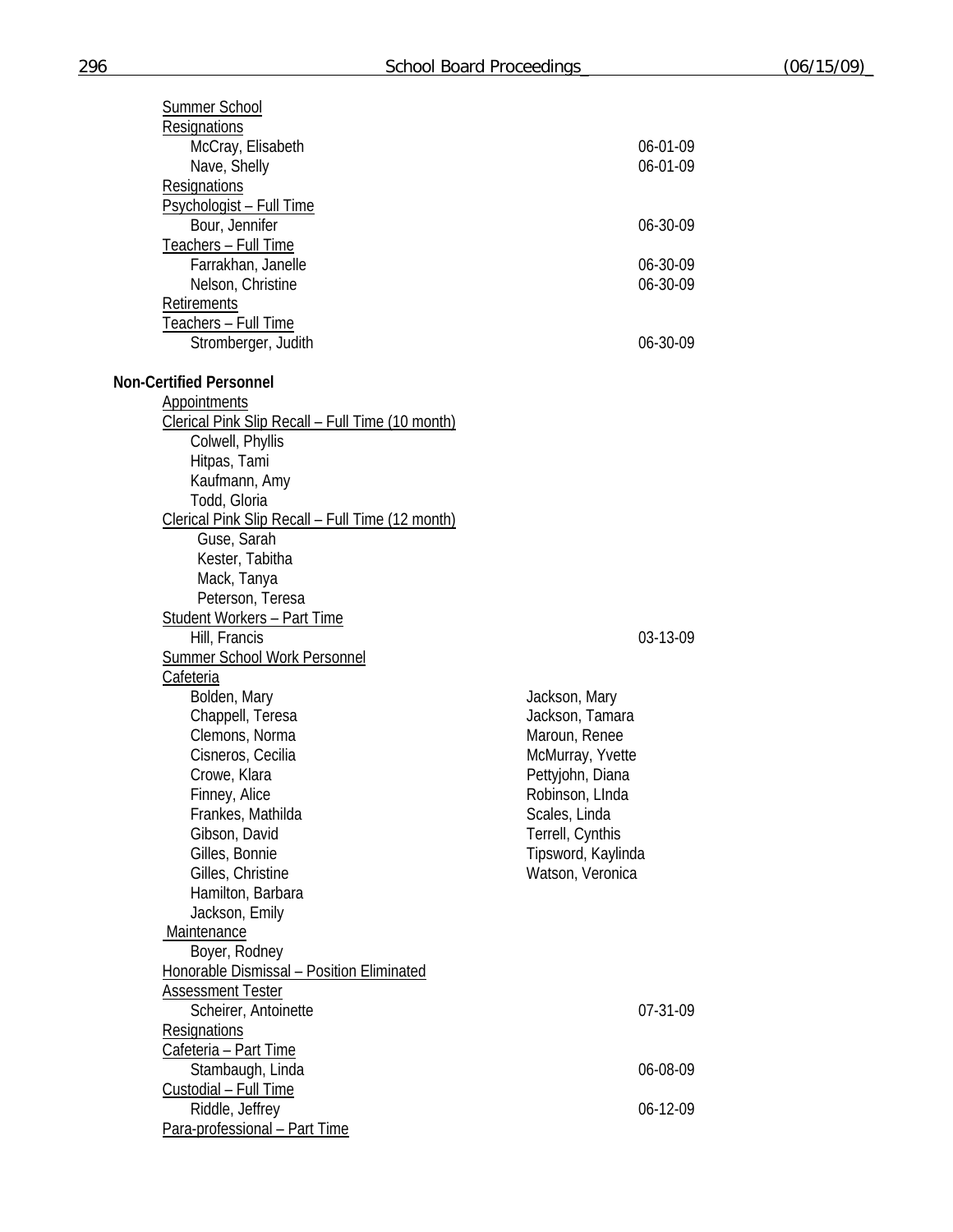Summer School

Resignations

McCray, Elisabeth 06-01-09

Nave, Shelly 06-01-09

Resignations

Psychologist – Full Time

Bour, Jennifer 06-30-09

Teachers – Full Time

Farrakhan, Janelle 06-30-09

Nelson, Christine 06-30-09

Retirements

Teachers – Full Time

Stromberger, Judith 06-30-09

**Non-Certified Personnel**

Appointments

Clerical Pink Slip Recall – Full Time (10 month)

Colwell, Phyllis

Hitpas, Tami

Kaufmann, Amy

Todd, Gloria

Clerical Pink Slip Recall – Full Time (12 month)

Guse, Sarah

Kester, Tabitha

Mack, Tanya

Peterson, Teresa

Student Workers – Part Time

Hill, Francis 03-13-09

Summer School Work Personnel

Cafeteria

Bolden, Mary

Chappell, Teresa

Clemons, Norma

Cisneros, Cecilia

Crowe, Klara

Finney, Alice

Frankes, Mathilda

Gibson, David

Gilles, Bonnie

Gilles, Christine

Hamilton, Barbara

Jackson, Emily

Jackson, Mary

Jackson, Tamara

Maroun, Renee

McMurray, Yvette

Pettyjohn, Diana

Robinson, LInda

Scales, Linda

Terrell, Cynthis

Tipsword, Kaylinda

Watson, Veronica

Maintenance

Boyer, Rodney

Honorable Dismissal – Position Eliminated

Assessment Tester

Scheirer, Antoinette 07-31-09

Resignations

Cafeteria – Part Time

Stambaugh, Linda 06-08-09

Custodial – Full Time

Riddle, Jeffrey 06-12-09

Para-professional – Part Time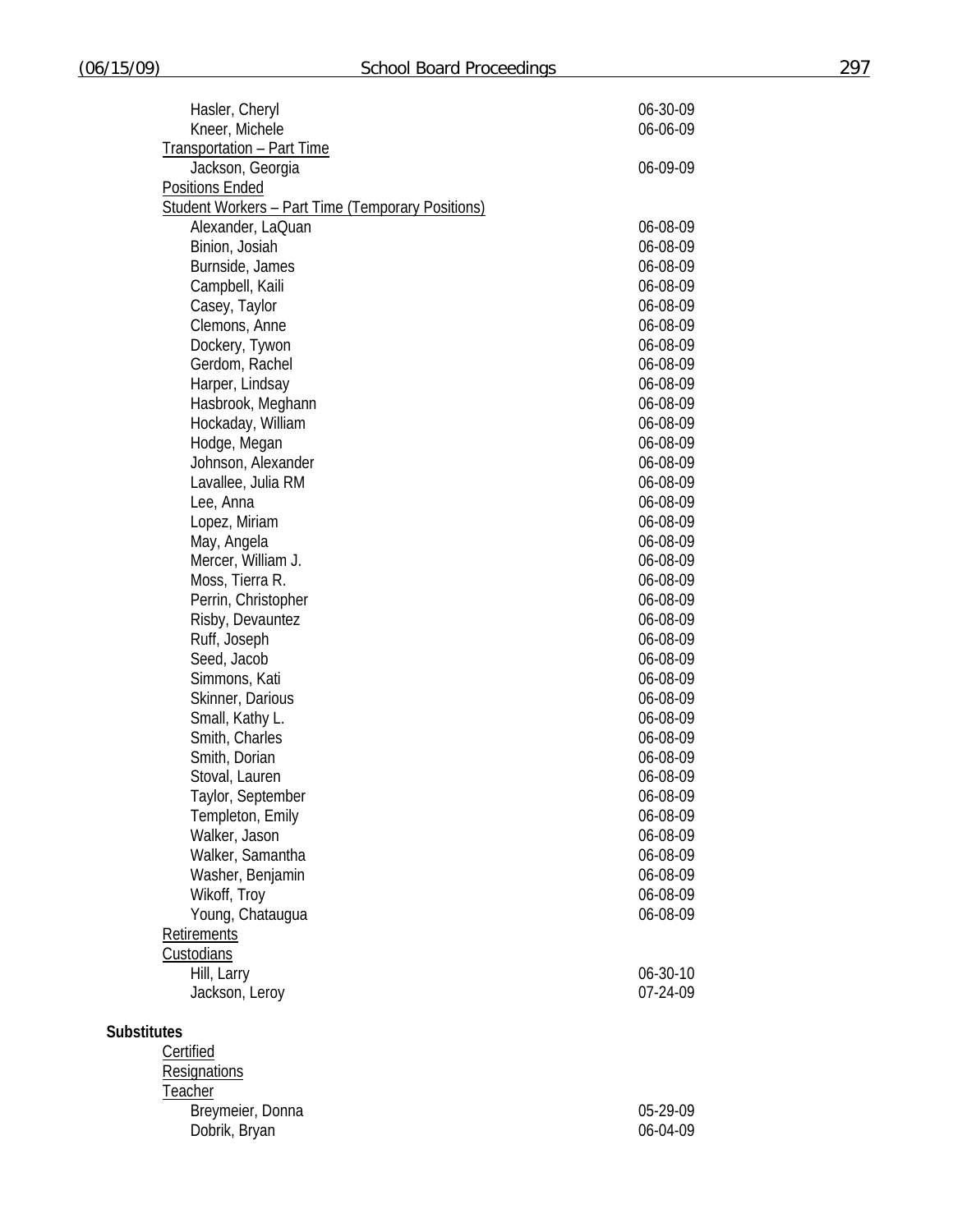Hasler, Cheryl 06-30-09
Kneer, Michele 06-06-09

Transportation – Part Time

Jackson, Georgia 06-09-09

Positions Ended

Student Workers – Part Time (Temporary Positions)

| Name | Date |
|---|---|
| Alexander, LaQuan | 06-08-09 |
| Binion, Josiah | 06-08-09 |
| Burnside, James | 06-08-09 |
| Campbell, Kaili | 06-08-09 |
| Casey, Taylor | 06-08-09 |
| Clemons, Anne | 06-08-09 |
| Dockery, Tywon | 06-08-09 |
| Gerdom, Rachel | 06-08-09 |
| Harper, Lindsay | 06-08-09 |
| Hasbrook, Meghann | 06-08-09 |
| Hockaday, William | 06-08-09 |
| Hodge, Megan | 06-08-09 |
| Johnson, Alexander | 06-08-09 |
| Lavallee, Julia RM | 06-08-09 |
| Lee, Anna | 06-08-09 |
| Lopez, Miriam | 06-08-09 |
| May, Angela | 06-08-09 |
| Mercer, William J. | 06-08-09 |
| Moss, Tierra R. | 06-08-09 |
| Perrin, Christopher | 06-08-09 |
| Risby, Devauntez | 06-08-09 |
| Ruff, Joseph | 06-08-09 |
| Seed, Jacob | 06-08-09 |
| Simmons, Kati | 06-08-09 |
| Skinner, Darious | 06-08-09 |
| Small, Kathy L. | 06-08-09 |
| Smith, Charles | 06-08-09 |
| Smith, Dorian | 06-08-09 |
| Stoval, Lauren | 06-08-09 |
| Taylor, September | 06-08-09 |
| Templeton, Emily | 06-08-09 |
| Walker, Jason | 06-08-09 |
| Walker, Samantha | 06-08-09 |
| Washer, Benjamin | 06-08-09 |
| Wikoff, Troy | 06-08-09 |
| Young, Chataugua | 06-08-09 |

Retirements

Custodians

Hill, Larry 06-30-10
Jackson, Leroy 07-24-09

**Substitutes**

Certified

Resignations

Teacher

Breymeier, Donna 05-29-09
Dobrik, Bryan 06-04-09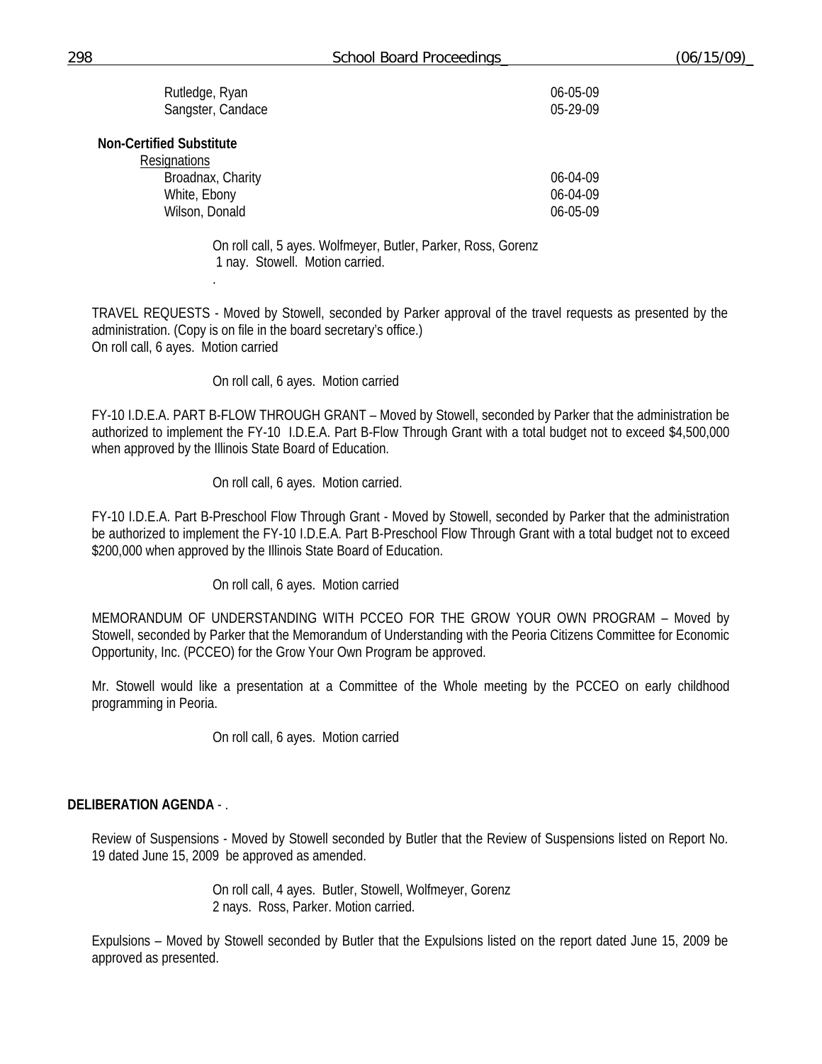| | |
|---|---|
| Rutledge, Ryan | 06-05-09 |
| Sangster, Candace | 05-29-09 |

**Non-Certified Substitute**

Resignations

| | |
|---|---|
| Broadnax, Charity | 06-04-09 |
| White, Ebony | 06-04-09 |
| Wilson, Donald | 06-05-09 |

On roll call, 5 ayes. Wolfmeyer, Butler, Parker, Ross, Gorenz
1 nay. Stowell. Motion carried.

.

TRAVEL REQUESTS - Moved by Stowell, seconded by Parker approval of the travel requests as presented by the administration. (Copy is on file in the board secretary's office.)
On roll call, 6 ayes. Motion carried

On roll call, 6 ayes. Motion carried

FY-10 I.D.E.A. PART B-FLOW THROUGH GRANT – Moved by Stowell, seconded by Parker that the administration be authorized to implement the FY-10 I.D.E.A. Part B-Flow Through Grant with a total budget not to exceed $4,500,000 when approved by the Illinois State Board of Education.

On roll call, 6 ayes. Motion carried.

FY-10 I.D.E.A. Part B-Preschool Flow Through Grant - Moved by Stowell, seconded by Parker that the administration be authorized to implement the FY-10 I.D.E.A. Part B-Preschool Flow Through Grant with a total budget not to exceed $200,000 when approved by the Illinois State Board of Education.

On roll call, 6 ayes. Motion carried

MEMORANDUM OF UNDERSTANDING WITH PCCEO FOR THE GROW YOUR OWN PROGRAM – Moved by Stowell, seconded by Parker that the Memorandum of Understanding with the Peoria Citizens Committee for Economic Opportunity, Inc. (PCCEO) for the Grow Your Own Program be approved.

Mr. Stowell would like a presentation at a Committee of the Whole meeting by the PCCEO on early childhood programming in Peoria.

On roll call, 6 ayes. Motion carried

**DELIBERATION AGENDA** - .

Review of Suspensions - Moved by Stowell seconded by Butler that the Review of Suspensions listed on Report No. 19 dated June 15, 2009 be approved as amended.

On roll call, 4 ayes. Butler, Stowell, Wolfmeyer, Gorenz
2 nays. Ross, Parker. Motion carried.

Expulsions – Moved by Stowell seconded by Butler that the Expulsions listed on the report dated June 15, 2009 be approved as presented.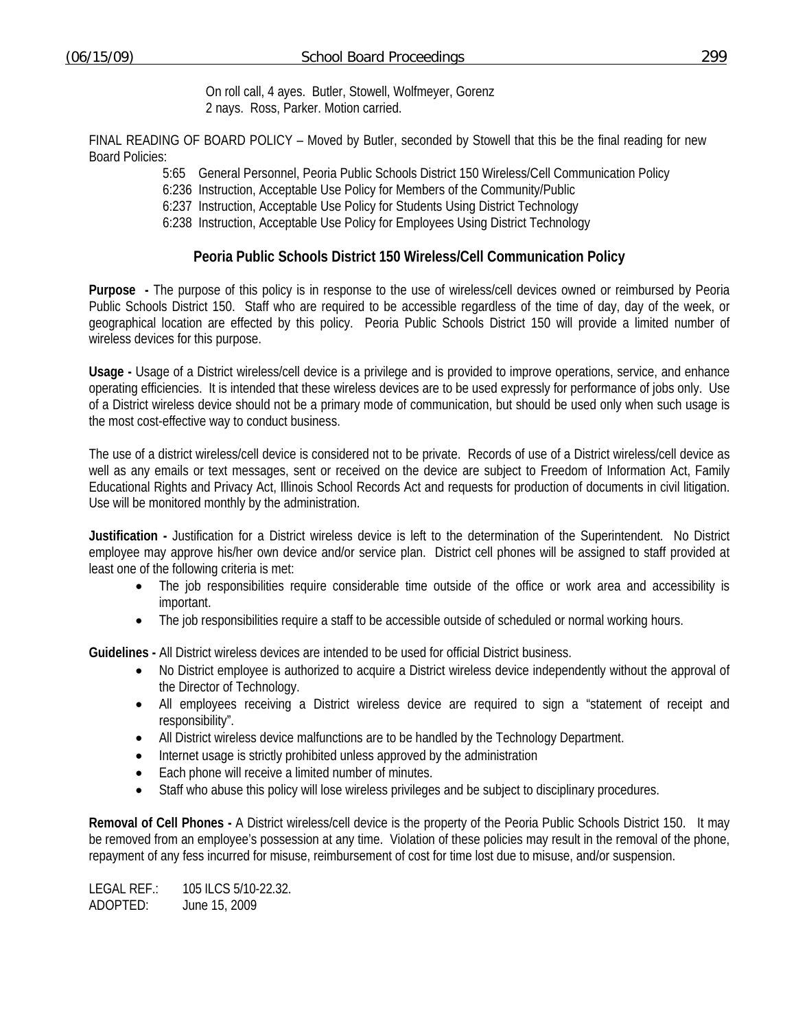On roll call, 4 ayes. Butler, Stowell, Wolfmeyer, Gorenz
2 nays. Ross, Parker. Motion carried.

FINAL READING OF BOARD POLICY – Moved by Butler, seconded by Stowell that this be the final reading for new Board Policies:

5:65 General Personnel, Peoria Public Schools District 150 Wireless/Cell Communication Policy
6:236 Instruction, Acceptable Use Policy for Members of the Community/Public
6:237 Instruction, Acceptable Use Policy for Students Using District Technology
6:238 Instruction, Acceptable Use Policy for Employees Using District Technology

## Peoria Public Schools District 150 Wireless/Cell Communication Policy

**Purpose -** The purpose of this policy is in response to the use of wireless/cell devices owned or reimbursed by Peoria Public Schools District 150. Staff who are required to be accessible regardless of the time of day, day of the week, or geographical location are effected by this policy. Peoria Public Schools District 150 will provide a limited number of wireless devices for this purpose.

**Usage -** Usage of a District wireless/cell device is a privilege and is provided to improve operations, service, and enhance operating efficiencies. It is intended that these wireless devices are to be used expressly for performance of jobs only. Use of a District wireless device should not be a primary mode of communication, but should be used only when such usage is the most cost-effective way to conduct business.

The use of a district wireless/cell device is considered not to be private. Records of use of a District wireless/cell device as well as any emails or text messages, sent or received on the device are subject to Freedom of Information Act, Family Educational Rights and Privacy Act, Illinois School Records Act and requests for production of documents in civil litigation. Use will be monitored monthly by the administration.

**Justification -** Justification for a District wireless device is left to the determination of the Superintendent. No District employee may approve his/her own device and/or service plan. District cell phones will be assigned to staff provided at least one of the following criteria is met:

- The job responsibilities require considerable time outside of the office or work area and accessibility is important.
- The job responsibilities require a staff to be accessible outside of scheduled or normal working hours.

**Guidelines -** All District wireless devices are intended to be used for official District business.

- No District employee is authorized to acquire a District wireless device independently without the approval of the Director of Technology.
- All employees receiving a District wireless device are required to sign a "statement of receipt and responsibility".
- All District wireless device malfunctions are to be handled by the Technology Department.
- Internet usage is strictly prohibited unless approved by the administration
- Each phone will receive a limited number of minutes.
- Staff who abuse this policy will lose wireless privileges and be subject to disciplinary procedures.

**Removal of Cell Phones -** A District wireless/cell device is the property of the Peoria Public Schools District 150. It may be removed from an employee's possession at any time. Violation of these policies may result in the removal of the phone, repayment of any fess incurred for misuse, reimbursement of cost for time lost due to misuse, and/or suspension.

LEGAL REF.: 105 ILCS 5/10-22.32.
ADOPTED: June 15, 2009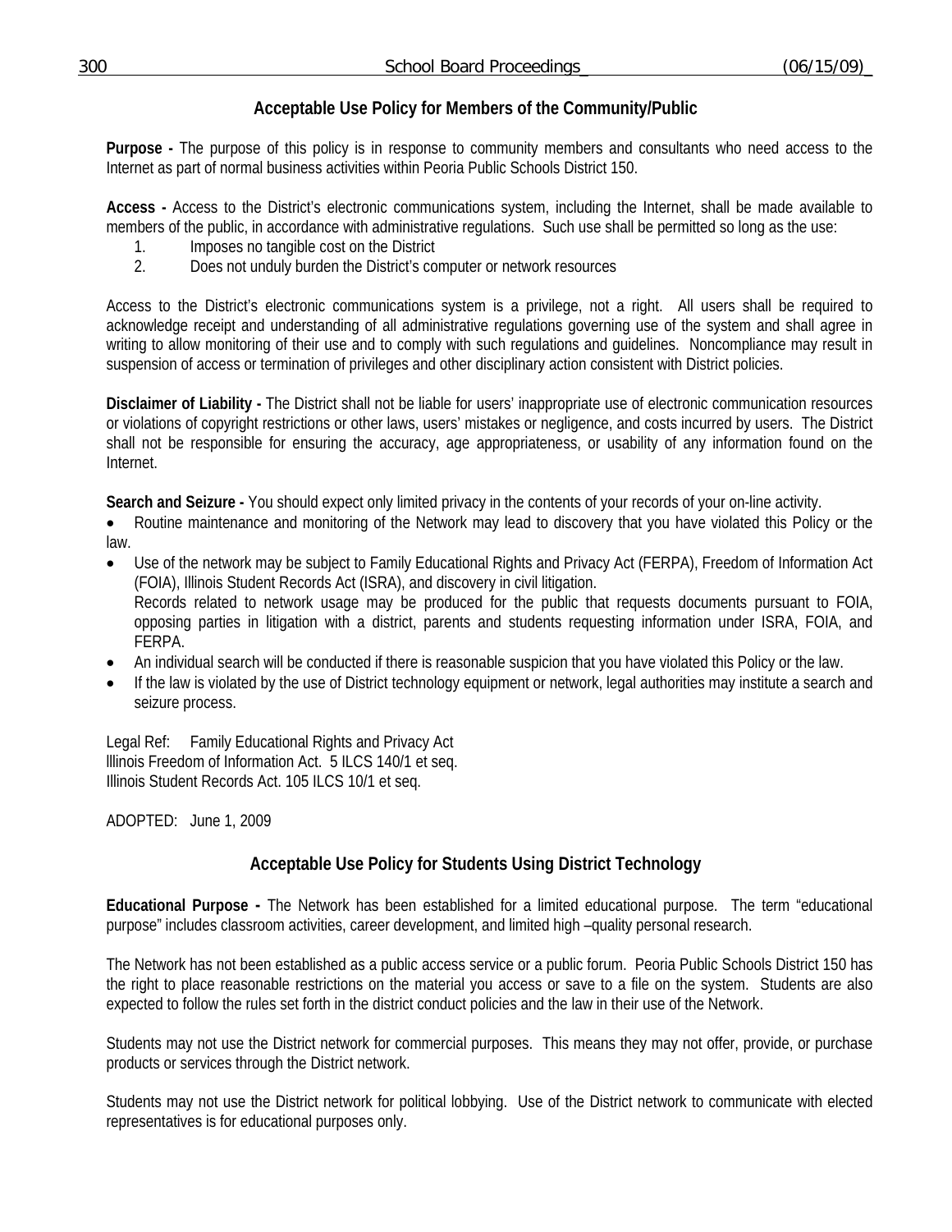## Acceptable Use Policy for Members of the Community/Public

**Purpose -** The purpose of this policy is in response to community members and consultants who need access to the Internet as part of normal business activities within Peoria Public Schools District 150.

**Access -** Access to the District's electronic communications system, including the Internet, shall be made available to members of the public, in accordance with administrative regulations. Such use shall be permitted so long as the use:

1. Imposes no tangible cost on the District
2. Does not unduly burden the District's computer or network resources

Access to the District's electronic communications system is a privilege, not a right. All users shall be required to acknowledge receipt and understanding of all administrative regulations governing use of the system and shall agree in writing to allow monitoring of their use and to comply with such regulations and guidelines. Noncompliance may result in suspension of access or termination of privileges and other disciplinary action consistent with District policies.

**Disclaimer of Liability -** The District shall not be liable for users' inappropriate use of electronic communication resources or violations of copyright restrictions or other laws, users' mistakes or negligence, and costs incurred by users. The District shall not be responsible for ensuring the accuracy, age appropriateness, or usability of any information found on the Internet.

**Search and Seizure -** You should expect only limited privacy in the contents of your records of your on-line activity.

- Routine maintenance and monitoring of the Network may lead to discovery that you have violated this Policy or the law.
- Use of the network may be subject to Family Educational Rights and Privacy Act (FERPA), Freedom of Information Act (FOIA), Illinois Student Records Act (ISRA), and discovery in civil litigation.
  Records related to network usage may be produced for the public that requests documents pursuant to FOIA, opposing parties in litigation with a district, parents and students requesting information under ISRA, FOIA, and FERPA.
- An individual search will be conducted if there is reasonable suspicion that you have violated this Policy or the law.
- If the law is violated by the use of District technology equipment or network, legal authorities may institute a search and seizure process.

Legal Ref: Family Educational Rights and Privacy Act
lllinois Freedom of Information Act. 5 ILCS 140/1 et seq.
Illinois Student Records Act. 105 ILCS 10/1 et seq.

ADOPTED: June 1, 2009

## Acceptable Use Policy for Students Using District Technology

**Educational Purpose -** The Network has been established for a limited educational purpose. The term "educational purpose" includes classroom activities, career development, and limited high –quality personal research.

The Network has not been established as a public access service or a public forum. Peoria Public Schools District 150 has the right to place reasonable restrictions on the material you access or save to a file on the system. Students are also expected to follow the rules set forth in the district conduct policies and the law in their use of the Network.

Students may not use the District network for commercial purposes. This means they may not offer, provide, or purchase products or services through the District network.

Students may not use the District network for political lobbying. Use of the District network to communicate with elected representatives is for educational purposes only.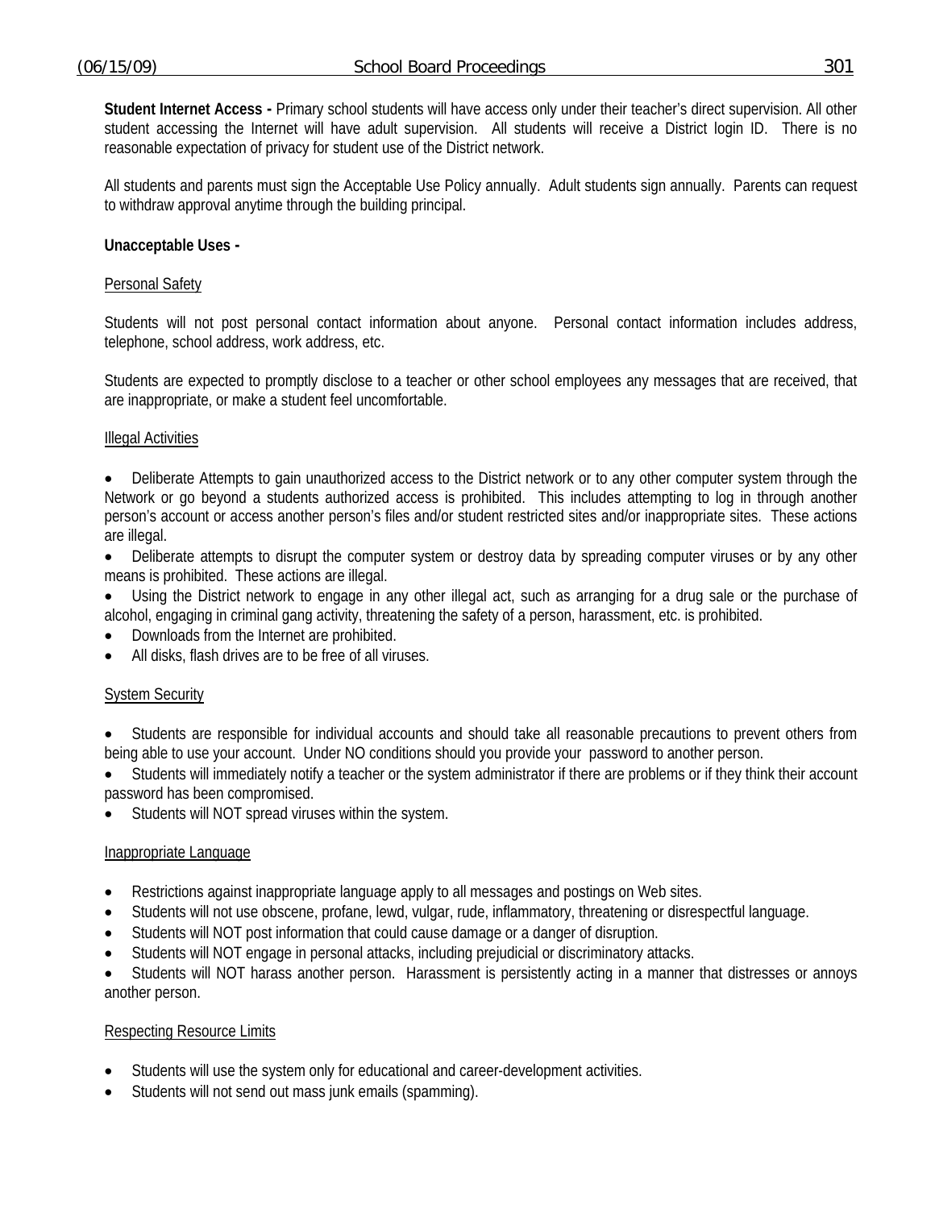**Student Internet Access -** Primary school students will have access only under their teacher's direct supervision. All other student accessing the Internet will have adult supervision. All students will receive a District login ID. There is no reasonable expectation of privacy for student use of the District network.

All students and parents must sign the Acceptable Use Policy annually. Adult students sign annually. Parents can request to withdraw approval anytime through the building principal.

**Unacceptable Uses -**

<u>Personal Safety</u>

Students will not post personal contact information about anyone. Personal contact information includes address, telephone, school address, work address, etc.

Students are expected to promptly disclose to a teacher or other school employees any messages that are received, that are inappropriate, or make a student feel uncomfortable.

<u>Illegal Activities</u>

- Deliberate Attempts to gain unauthorized access to the District network or to any other computer system through the Network or go beyond a students authorized access is prohibited. This includes attempting to log in through another person's account or access another person's files and/or student restricted sites and/or inappropriate sites. These actions are illegal.
- Deliberate attempts to disrupt the computer system or destroy data by spreading computer viruses or by any other means is prohibited. These actions are illegal.
- Using the District network to engage in any other illegal act, such as arranging for a drug sale or the purchase of alcohol, engaging in criminal gang activity, threatening the safety of a person, harassment, etc. is prohibited.
- Downloads from the Internet are prohibited.
- All disks, flash drives are to be free of all viruses.

<u>System Security</u>

- Students are responsible for individual accounts and should take all reasonable precautions to prevent others from being able to use your account. Under NO conditions should you provide your password to another person.
- Students will immediately notify a teacher or the system administrator if there are problems or if they think their account password has been compromised.
- Students will NOT spread viruses within the system.

<u>Inappropriate Language</u>

- Restrictions against inappropriate language apply to all messages and postings on Web sites.
- Students will not use obscene, profane, lewd, vulgar, rude, inflammatory, threatening or disrespectful language.
- Students will NOT post information that could cause damage or a danger of disruption.
- Students will NOT engage in personal attacks, including prejudicial or discriminatory attacks.
- Students will NOT harass another person. Harassment is persistently acting in a manner that distresses or annoys another person.

<u>Respecting Resource Limits</u>

- Students will use the system only for educational and career-development activities.
- Students will not send out mass junk emails (spamming).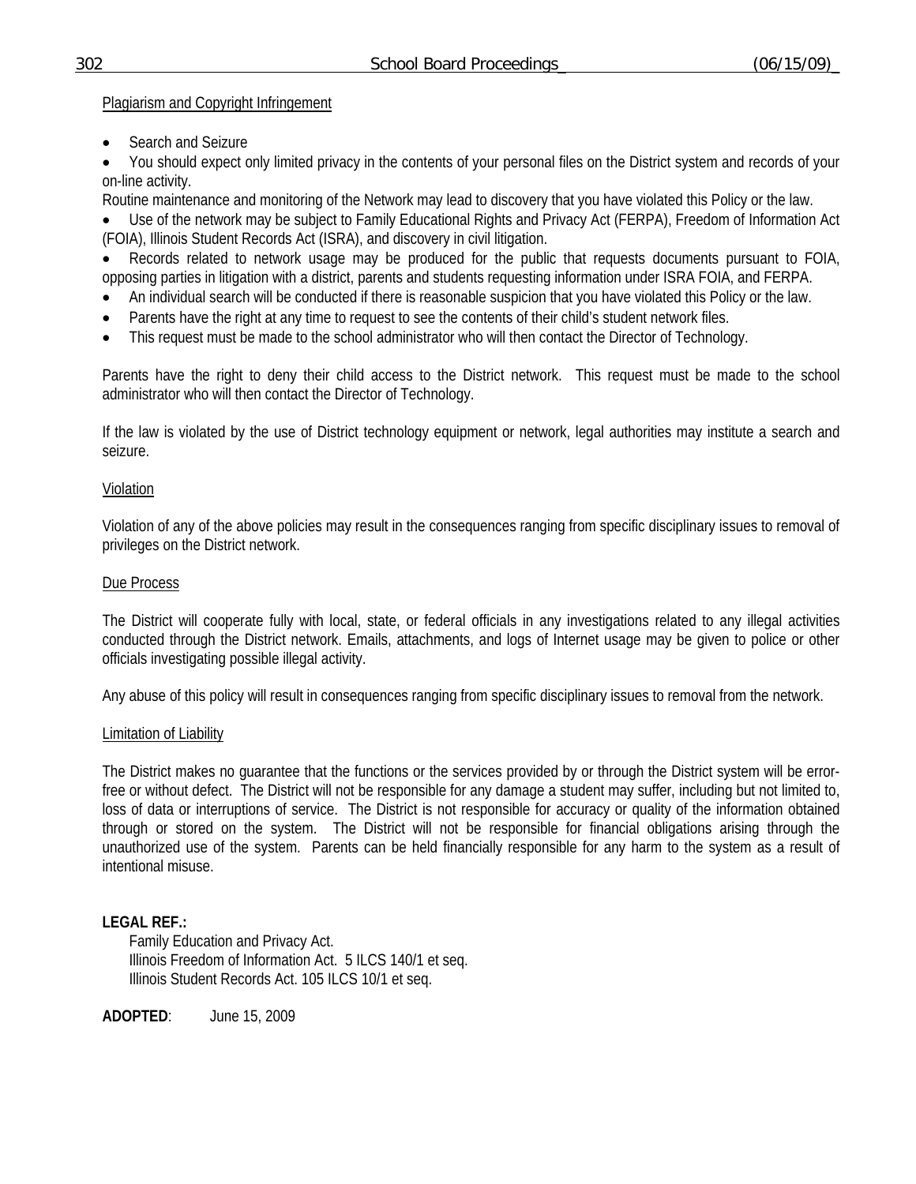Plagiarism and Copyright Infringement

- Search and Seizure
- You should expect only limited privacy in the contents of your personal files on the District system and records of your on-line activity.

Routine maintenance and monitoring of the Network may lead to discovery that you have violated this Policy or the law.

- Use of the network may be subject to Family Educational Rights and Privacy Act (FERPA), Freedom of Information Act (FOIA), Illinois Student Records Act (ISRA), and discovery in civil litigation.
- Records related to network usage may be produced for the public that requests documents pursuant to FOIA, opposing parties in litigation with a district, parents and students requesting information under ISRA FOIA, and FERPA.
- An individual search will be conducted if there is reasonable suspicion that you have violated this Policy or the law.
- Parents have the right at any time to request to see the contents of their child's student network files.
- This request must be made to the school administrator who will then contact the Director of Technology.

Parents have the right to deny their child access to the District network. This request must be made to the school administrator who will then contact the Director of Technology.

If the law is violated by the use of District technology equipment or network, legal authorities may institute a search and seizure.

Violation

Violation of any of the above policies may result in the consequences ranging from specific disciplinary issues to removal of privileges on the District network.

Due Process

The District will cooperate fully with local, state, or federal officials in any investigations related to any illegal activities conducted through the District network. Emails, attachments, and logs of Internet usage may be given to police or other officials investigating possible illegal activity.

Any abuse of this policy will result in consequences ranging from specific disciplinary issues to removal from the network.

Limitation of Liability

The District makes no guarantee that the functions or the services provided by or through the District system will be error-free or without defect. The District will not be responsible for any damage a student may suffer, including but not limited to, loss of data or interruptions of service. The District is not responsible for accuracy or quality of the information obtained through or stored on the system. The District will not be responsible for financial obligations arising through the unauthorized use of the system. Parents can be held financially responsible for any harm to the system as a result of intentional misuse.

**LEGAL REF.:**

Family Education and Privacy Act.
Illinois Freedom of Information Act. 5 ILCS 140/1 et seq.
Illinois Student Records Act. 105 ILCS 10/1 et seq.

**ADOPTED**: June 15, 2009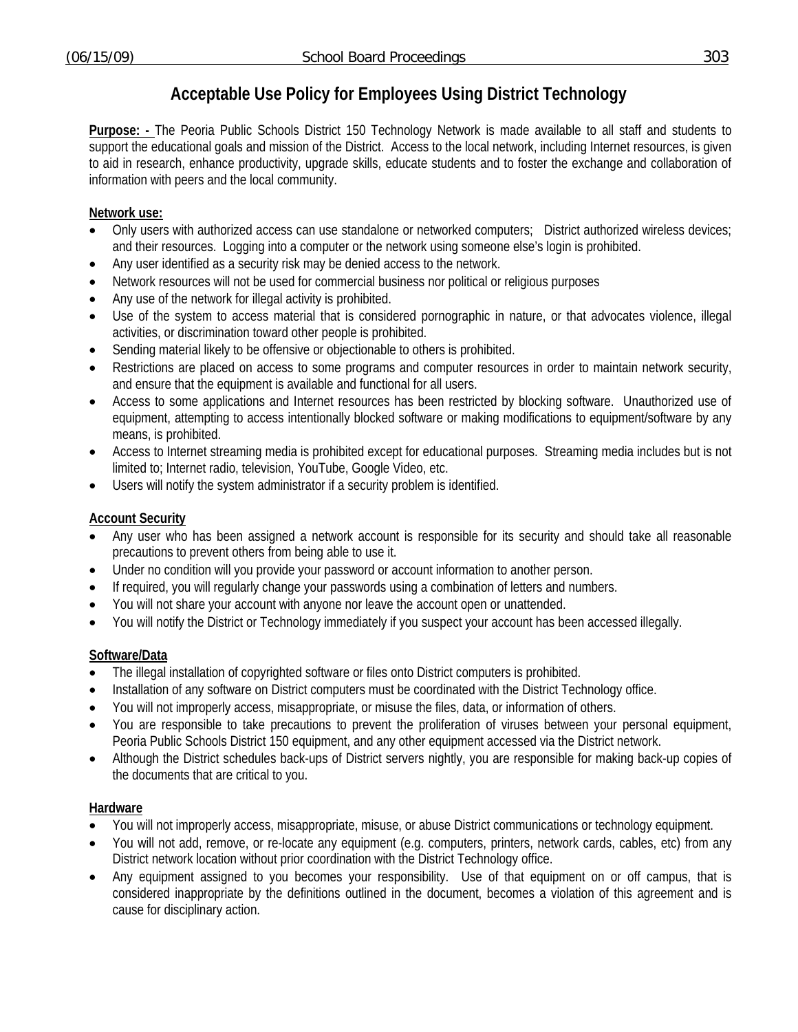## Acceptable Use Policy for Employees Using District Technology

**Purpose: -** The Peoria Public Schools District 150 Technology Network is made available to all staff and students to support the educational goals and mission of the District. Access to the local network, including Internet resources, is given to aid in research, enhance productivity, upgrade skills, educate students and to foster the exchange and collaboration of information with peers and the local community.

**Network use:**

- Only users with authorized access can use standalone or networked computers; District authorized wireless devices; and their resources. Logging into a computer or the network using someone else's login is prohibited.
- Any user identified as a security risk may be denied access to the network.
- Network resources will not be used for commercial business nor political or religious purposes
- Any use of the network for illegal activity is prohibited.
- Use of the system to access material that is considered pornographic in nature, or that advocates violence, illegal activities, or discrimination toward other people is prohibited.
- Sending material likely to be offensive or objectionable to others is prohibited.
- Restrictions are placed on access to some programs and computer resources in order to maintain network security, and ensure that the equipment is available and functional for all users.
- Access to some applications and Internet resources has been restricted by blocking software. Unauthorized use of equipment, attempting to access intentionally blocked software or making modifications to equipment/software by any means, is prohibited.
- Access to Internet streaming media is prohibited except for educational purposes. Streaming media includes but is not limited to; Internet radio, television, YouTube, Google Video, etc.
- Users will notify the system administrator if a security problem is identified.

**Account Security**

- Any user who has been assigned a network account is responsible for its security and should take all reasonable precautions to prevent others from being able to use it.
- Under no condition will you provide your password or account information to another person.
- If required, you will regularly change your passwords using a combination of letters and numbers.
- You will not share your account with anyone nor leave the account open or unattended.
- You will notify the District or Technology immediately if you suspect your account has been accessed illegally.

**Software/Data**

- The illegal installation of copyrighted software or files onto District computers is prohibited.
- Installation of any software on District computers must be coordinated with the District Technology office.
- You will not improperly access, misappropriate, or misuse the files, data, or information of others.
- You are responsible to take precautions to prevent the proliferation of viruses between your personal equipment, Peoria Public Schools District 150 equipment, and any other equipment accessed via the District network.
- Although the District schedules back-ups of District servers nightly, you are responsible for making back-up copies of the documents that are critical to you.

**Hardware**

- You will not improperly access, misappropriate, misuse, or abuse District communications or technology equipment.
- You will not add, remove, or re-locate any equipment (e.g. computers, printers, network cards, cables, etc) from any District network location without prior coordination with the District Technology office.
- Any equipment assigned to you becomes your responsibility. Use of that equipment on or off campus, that is considered inappropriate by the definitions outlined in the document, becomes a violation of this agreement and is cause for disciplinary action.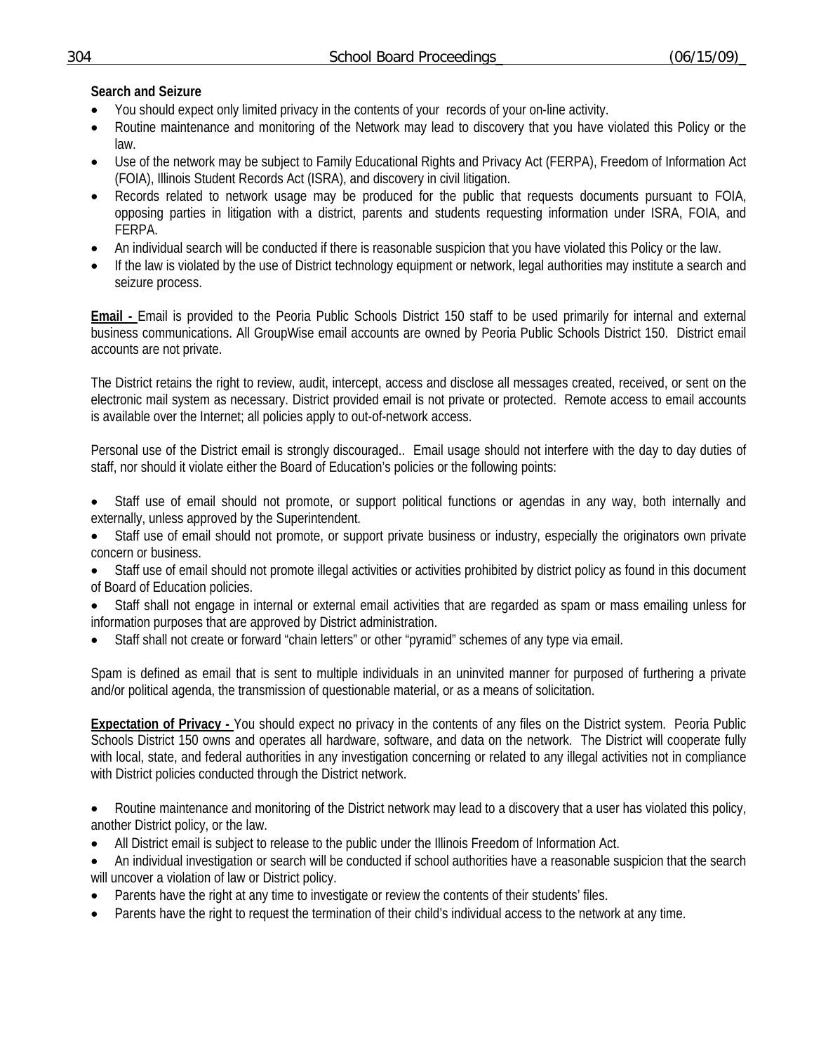**Search and Seizure**

- You should expect only limited privacy in the contents of your records of your on-line activity.
- Routine maintenance and monitoring of the Network may lead to discovery that you have violated this Policy or the law.
- Use of the network may be subject to Family Educational Rights and Privacy Act (FERPA), Freedom of Information Act (FOIA), Illinois Student Records Act (ISRA), and discovery in civil litigation.
- Records related to network usage may be produced for the public that requests documents pursuant to FOIA, opposing parties in litigation with a district, parents and students requesting information under ISRA, FOIA, and FERPA.
- An individual search will be conducted if there is reasonable suspicion that you have violated this Policy or the law.
- If the law is violated by the use of District technology equipment or network, legal authorities may institute a search and seizure process.

**Email -** Email is provided to the Peoria Public Schools District 150 staff to be used primarily for internal and external business communications. All GroupWise email accounts are owned by Peoria Public Schools District 150. District email accounts are not private.

The District retains the right to review, audit, intercept, access and disclose all messages created, received, or sent on the electronic mail system as necessary. District provided email is not private or protected. Remote access to email accounts is available over the Internet; all policies apply to out-of-network access.

Personal use of the District email is strongly discouraged.. Email usage should not interfere with the day to day duties of staff, nor should it violate either the Board of Education's policies or the following points:

- Staff use of email should not promote, or support political functions or agendas in any way, both internally and externally, unless approved by the Superintendent.
- Staff use of email should not promote, or support private business or industry, especially the originators own private concern or business.
- Staff use of email should not promote illegal activities or activities prohibited by district policy as found in this document of Board of Education policies.
- Staff shall not engage in internal or external email activities that are regarded as spam or mass emailing unless for information purposes that are approved by District administration.
- Staff shall not create or forward "chain letters" or other "pyramid" schemes of any type via email.

Spam is defined as email that is sent to multiple individuals in an uninvited manner for purposed of furthering a private and/or political agenda, the transmission of questionable material, or as a means of solicitation.

**Expectation of Privacy -** You should expect no privacy in the contents of any files on the District system. Peoria Public Schools District 150 owns and operates all hardware, software, and data on the network. The District will cooperate fully with local, state, and federal authorities in any investigation concerning or related to any illegal activities not in compliance with District policies conducted through the District network.

- Routine maintenance and monitoring of the District network may lead to a discovery that a user has violated this policy, another District policy, or the law.
- All District email is subject to release to the public under the Illinois Freedom of Information Act.
- An individual investigation or search will be conducted if school authorities have a reasonable suspicion that the search will uncover a violation of law or District policy.
- Parents have the right at any time to investigate or review the contents of their students' files.
- Parents have the right to request the termination of their child's individual access to the network at any time.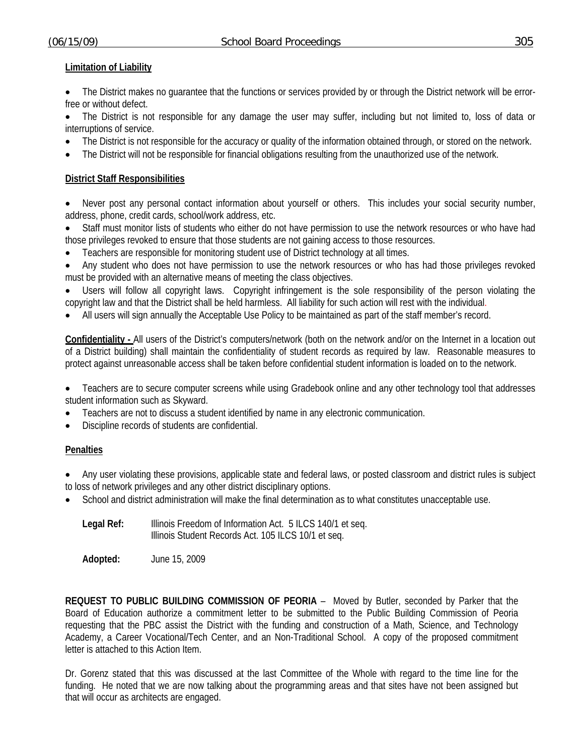**Limitation of Liability**

- The District makes no guarantee that the functions or services provided by or through the District network will be error-free or without defect.
- The District is not responsible for any damage the user may suffer, including but not limited to, loss of data or interruptions of service.
- The District is not responsible for the accuracy or quality of the information obtained through, or stored on the network.
- The District will not be responsible for financial obligations resulting from the unauthorized use of the network.

**District Staff Responsibilities**

- Never post any personal contact information about yourself or others. This includes your social security number, address, phone, credit cards, school/work address, etc.
- Staff must monitor lists of students who either do not have permission to use the network resources or who have had those privileges revoked to ensure that those students are not gaining access to those resources.
- Teachers are responsible for monitoring student use of District technology at all times.
- Any student who does not have permission to use the network resources or who has had those privileges revoked must be provided with an alternative means of meeting the class objectives.
- Users will follow all copyright laws. Copyright infringement is the sole responsibility of the person violating the copyright law and that the District shall be held harmless. All liability for such action will rest with the individual.
- All users will sign annually the Acceptable Use Policy to be maintained as part of the staff member's record.

**Confidentiality -** All users of the District's computers/network (both on the network and/or on the Internet in a location out of a District building) shall maintain the confidentiality of student records as required by law. Reasonable measures to protect against unreasonable access shall be taken before confidential student information is loaded on to the network.

- Teachers are to secure computer screens while using Gradebook online and any other technology tool that addresses student information such as Skyward.
- Teachers are not to discuss a student identified by name in any electronic communication.
- Discipline records of students are confidential.

**Penalties**

- Any user violating these provisions, applicable state and federal laws, or posted classroom and district rules is subject to loss of network privileges and any other district disciplinary options.
- School and district administration will make the final determination as to what constitutes unacceptable use.

**Legal Ref:** Illinois Freedom of Information Act. 5 ILCS 140/1 et seq.
Illinois Student Records Act. 105 ILCS 10/1 et seq.

**Adopted:** June 15, 2009

**REQUEST TO PUBLIC BUILDING COMMISSION OF PEORIA** – Moved by Butler, seconded by Parker that the Board of Education authorize a commitment letter to be submitted to the Public Building Commission of Peoria requesting that the PBC assist the District with the funding and construction of a Math, Science, and Technology Academy, a Career Vocational/Tech Center, and an Non-Traditional School. A copy of the proposed commitment letter is attached to this Action Item.

Dr. Gorenz stated that this was discussed at the last Committee of the Whole with regard to the time line for the funding. He noted that we are now talking about the programming areas and that sites have not been assigned but that will occur as architects are engaged.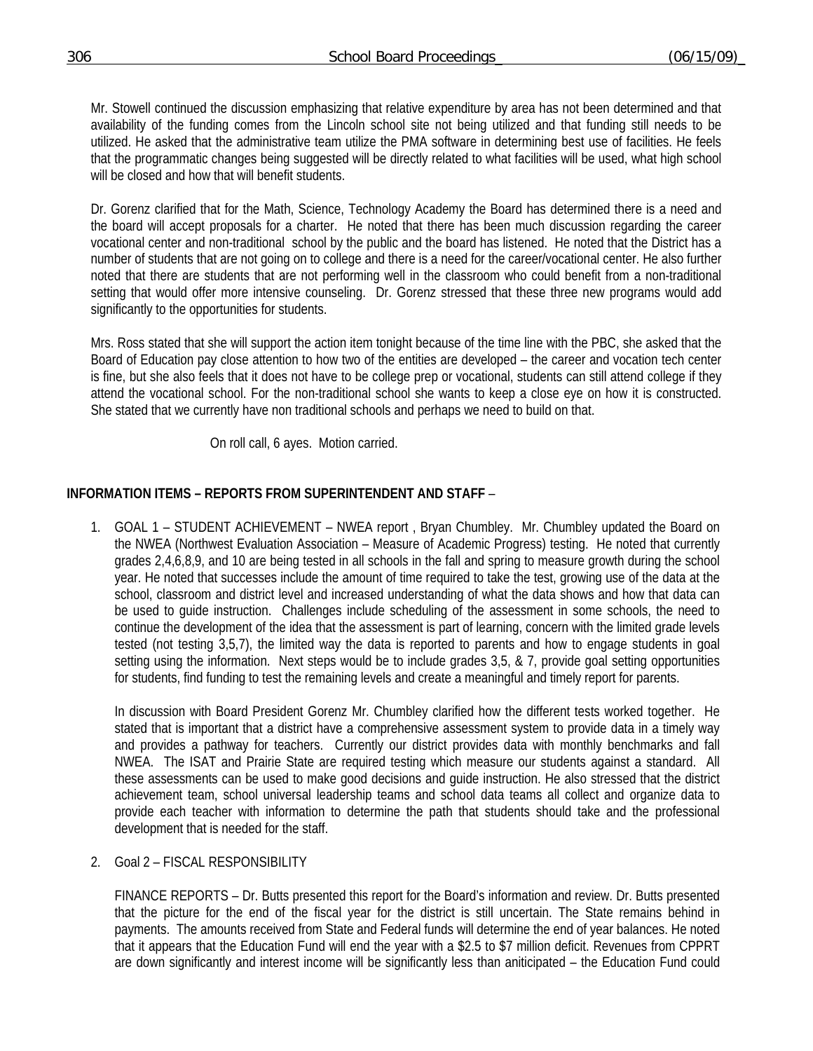Mr. Stowell continued the discussion emphasizing that relative expenditure by area has not been determined and that availability of the funding comes from the Lincoln school site not being utilized and that funding still needs to be utilized. He asked that the administrative team utilize the PMA software in determining best use of facilities. He feels that the programmatic changes being suggested will be directly related to what facilities will be used, what high school will be closed and how that will benefit students.

Dr. Gorenz clarified that for the Math, Science, Technology Academy the Board has determined there is a need and the board will accept proposals for a charter. He noted that there has been much discussion regarding the career vocational center and non-traditional school by the public and the board has listened. He noted that the District has a number of students that are not going on to college and there is a need for the career/vocational center. He also further noted that there are students that are not performing well in the classroom who could benefit from a non-traditional setting that would offer more intensive counseling. Dr. Gorenz stressed that these three new programs would add significantly to the opportunities for students.

Mrs. Ross stated that she will support the action item tonight because of the time line with the PBC, she asked that the Board of Education pay close attention to how two of the entities are developed – the career and vocation tech center is fine, but she also feels that it does not have to be college prep or vocational, students can still attend college if they attend the vocational school. For the non-traditional school she wants to keep a close eye on how it is constructed. She stated that we currently have non traditional schools and perhaps we need to build on that.

On roll call, 6 ayes. Motion carried.

**INFORMATION ITEMS – REPORTS FROM SUPERINTENDENT AND STAFF** –

1. GOAL 1 – STUDENT ACHIEVEMENT – NWEA report , Bryan Chumbley. Mr. Chumbley updated the Board on the NWEA (Northwest Evaluation Association – Measure of Academic Progress) testing. He noted that currently grades 2,4,6,8,9, and 10 are being tested in all schools in the fall and spring to measure growth during the school year. He noted that successes include the amount of time required to take the test, growing use of the data at the school, classroom and district level and increased understanding of what the data shows and how that data can be used to guide instruction. Challenges include scheduling of the assessment in some schools, the need to continue the development of the idea that the assessment is part of learning, concern with the limited grade levels tested (not testing 3,5,7), the limited way the data is reported to parents and how to engage students in goal setting using the information. Next steps would be to include grades 3,5, & 7, provide goal setting opportunities for students, find funding to test the remaining levels and create a meaningful and timely report for parents.

   In discussion with Board President Gorenz Mr. Chumbley clarified how the different tests worked together. He stated that is important that a district have a comprehensive assessment system to provide data in a timely way and provides a pathway for teachers. Currently our district provides data with monthly benchmarks and fall NWEA. The ISAT and Prairie State are required testing which measure our students against a standard. All these assessments can be used to make good decisions and guide instruction. He also stressed that the district achievement team, school universal leadership teams and school data teams all collect and organize data to provide each teacher with information to determine the path that students should take and the professional development that is needed for the staff.

2. Goal 2 – FISCAL RESPONSIBILITY

   FINANCE REPORTS – Dr. Butts presented this report for the Board's information and review. Dr. Butts presented that the picture for the end of the fiscal year for the district is still uncertain. The State remains behind in payments. The amounts received from State and Federal funds will determine the end of year balances. He noted that it appears that the Education Fund will end the year with a $2.5 to $7 million deficit. Revenues from CPPRT are down significantly and interest income will be significantly less than aniticipated – the Education Fund could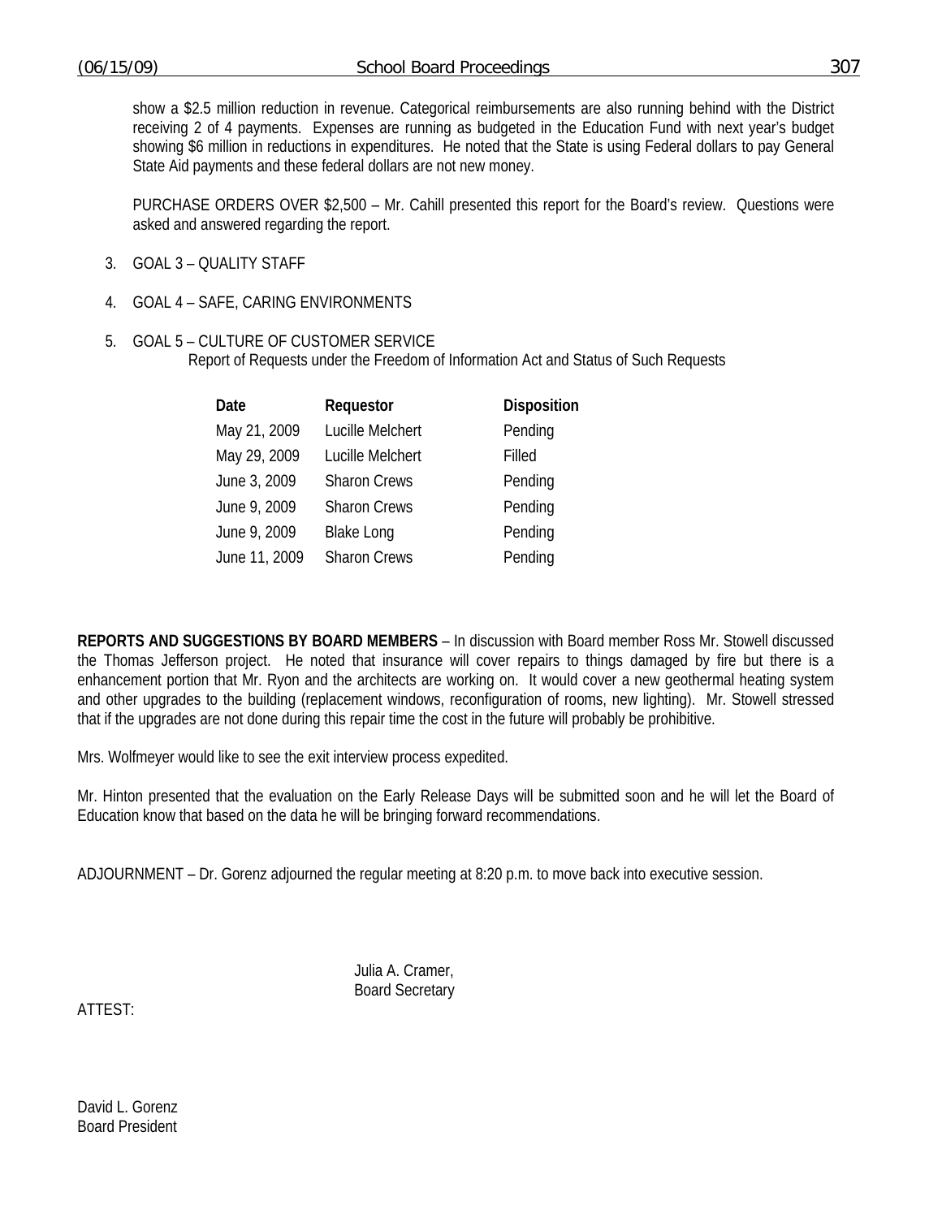show a $2.5 million reduction in revenue. Categorical reimbursements are also running behind with the District receiving 2 of 4 payments. Expenses are running as budgeted in the Education Fund with next year's budget showing $6 million in reductions in expenditures. He noted that the State is using Federal dollars to pay General State Aid payments and these federal dollars are not new money.

PURCHASE ORDERS OVER $2,500 – Mr. Cahill presented this report for the Board's review. Questions were asked and answered regarding the report.

3. GOAL 3 – QUALITY STAFF

4. GOAL 4 – SAFE, CARING ENVIRONMENTS

5. GOAL 5 – CULTURE OF CUSTOMER SERVICE
   Report of Requests under the Freedom of Information Act and Status of Such Requests

| Date | Requestor | Disposition |
|---|---|---|
| May 21, 2009 | Lucille Melchert | Pending |
| May 29, 2009 | Lucille Melchert | Filled |
| June 3, 2009 | Sharon Crews | Pending |
| June 9, 2009 | Sharon Crews | Pending |
| June 9, 2009 | Blake Long | Pending |
| June 11, 2009 | Sharon Crews | Pending |

**REPORTS AND SUGGESTIONS BY BOARD MEMBERS** – In discussion with Board member Ross Mr. Stowell discussed the Thomas Jefferson project. He noted that insurance will cover repairs to things damaged by fire but there is a enhancement portion that Mr. Ryon and the architects are working on. It would cover a new geothermal heating system and other upgrades to the building (replacement windows, reconfiguration of rooms, new lighting). Mr. Stowell stressed that if the upgrades are not done during this repair time the cost in the future will probably be prohibitive.

Mrs. Wolfmeyer would like to see the exit interview process expedited.

Mr. Hinton presented that the evaluation on the Early Release Days will be submitted soon and he will let the Board of Education know that based on the data he will be bringing forward recommendations.

ADJOURNMENT – Dr. Gorenz adjourned the regular meeting at 8:20 p.m. to move back into executive session.

Julia A. Cramer,
Board Secretary

ATTEST:

David L. Gorenz
Board President